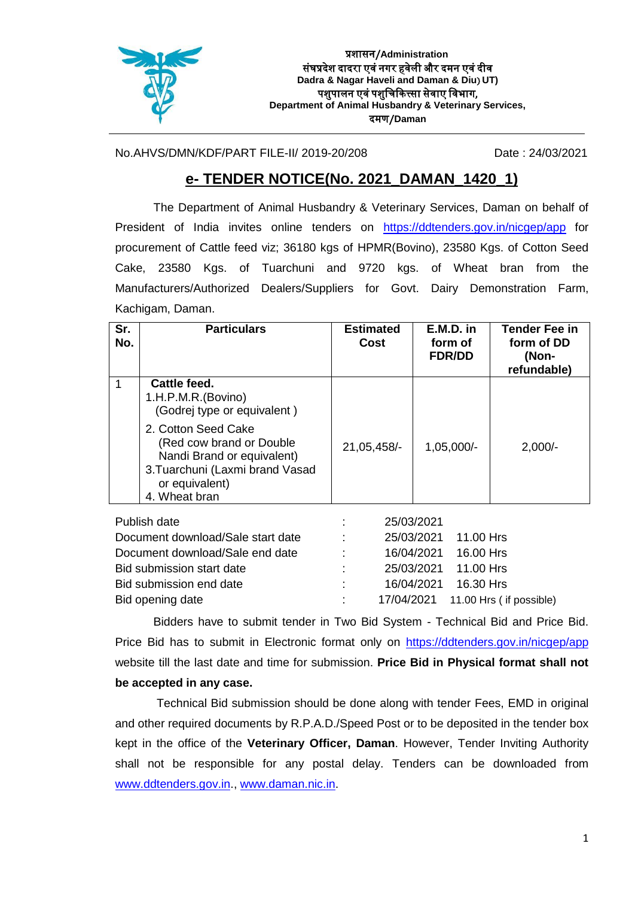प्रशासन/Administration

संघप्रदेश दादरा एवं नगर हवेली और दमन एवं दीव

Dadra & Nagar Haveli and Daman & Diu) UT)

पशुपालन एवं पशुचिकित्सा सेवाए विभाग,

Department of Animal Husbandry & Veterinary Services,

दमण/Daman

No.AHVS/DMN/KDF/PART FILE-II/ 2019-20/208 Date : 24/03/2021

## e- TENDER NOTICE(No. 2021_DAMAN_1420_1)

The Department of Animal Husbandry & Veterinary Services, Daman on behalf of President of India invites online tenders on https://ddtenders.gov.in/nicgep/app for procurement of Cattle feed viz; 36180 kgs of HPMR(Bovino), 23580 Kgs. of Cotton Seed Cake, 23580 Kgs. of Tuarchuni and 9720 kgs. of Wheat bran from the Manufacturers/Authorized Dealers/Suppliers for Govt. Dairy Demonstration Farm, Kachigam, Daman.

| Sr. No. | Particulars | Estimated Cost | E.M.D. in form of FDR/DD | Tender Fee in form of DD (Non-refundable) |
|---|---|---|---|---|
| 1 | **Cattle feed.**<br>1.H.P.M.R.(Bovino) (Godrej type or equivalent )<br>2. Cotton Seed Cake (Red cow brand or Double Nandi Brand or equivalent)<br>3.Tuarchuni (Laxmi brand Vasad or equivalent)<br>4. Wheat bran | 21,05,458/- | 1,05,000/- | 2,000/- |

| | | |
|---|---|---|
| Publish date | : | 25/03/2021 |
| Document download/Sale start date | : | 25/03/2021 11.00 Hrs |
| Document download/Sale end date | : | 16/04/2021 16.00 Hrs |
| Bid submission start date | : | 25/03/2021 11.00 Hrs |
| Bid submission end date | : | 16/04/2021 16.30 Hrs |
| Bid opening date | : | 17/04/2021 11.00 Hrs ( if possible) |

Bidders have to submit tender in Two Bid System - Technical Bid and Price Bid. Price Bid has to submit in Electronic format only on https://ddtenders.gov.in/nicgep/app website till the last date and time for submission. **Price Bid in Physical format shall not be accepted in any case.**

Technical Bid submission should be done along with tender Fees, EMD in original and other required documents by R.P.A.D./Speed Post or to be deposited in the tender box kept in the office of the **Veterinary Officer, Daman**. However, Tender Inviting Authority shall not be responsible for any postal delay. Tenders can be downloaded from www.ddtenders.gov.in., www.daman.nic.in.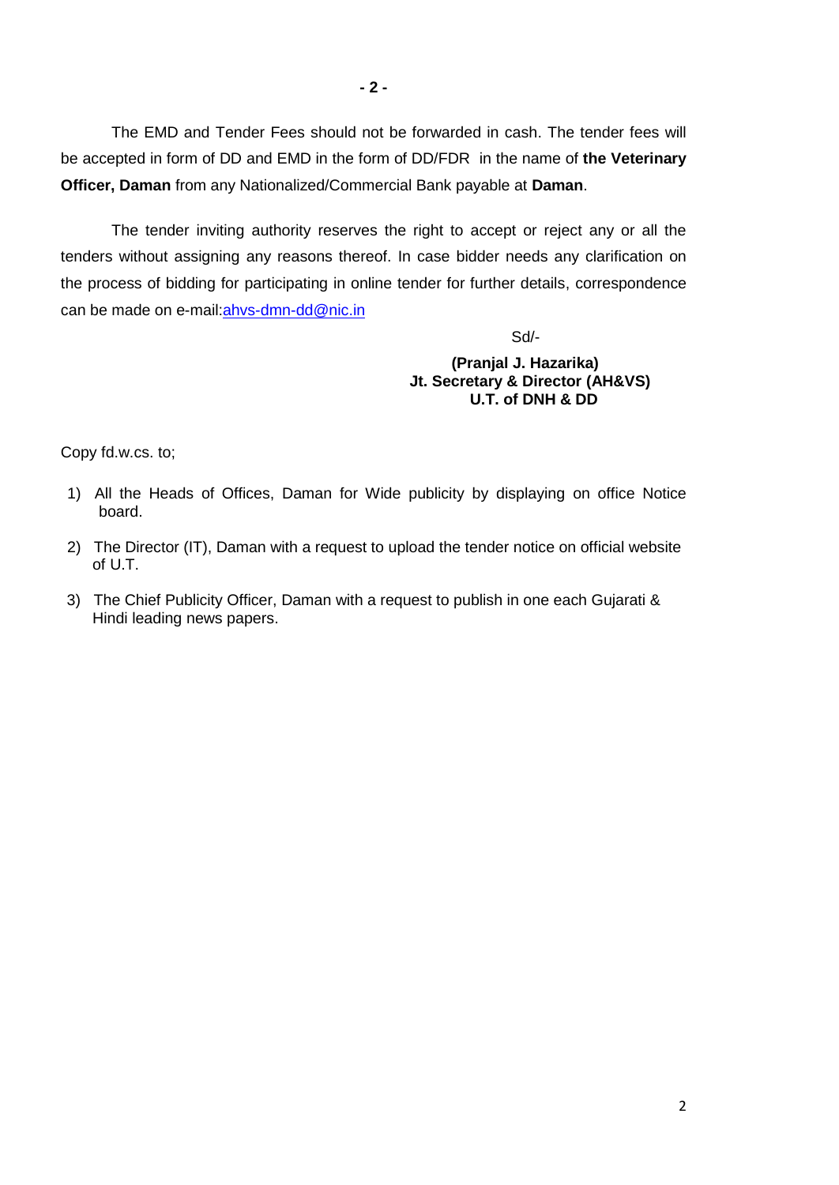The EMD and Tender Fees should not be forwarded in cash. The tender fees will be accepted in form of DD and EMD in the form of DD/FDR in the name of **the Veterinary Officer, Daman** from any Nationalized/Commercial Bank payable at **Daman**.

The tender inviting authority reserves the right to accept or reject any or all the tenders without assigning any reasons thereof. In case bidder needs any clarification on the process of bidding for participating in online tender for further details, correspondence can be made on e-mail:ahvs-dmn-dd@nic.in

Sd/-

**(Pranjal J. Hazarika)**
**Jt. Secretary & Director (AH&VS)**
**U.T. of DNH & DD**

Copy fd.w.cs. to;

1) All the Heads of Offices, Daman for Wide publicity by displaying on office Notice board.
2) The Director (IT), Daman with a request to upload the tender notice on official website of U.T.
3) The Chief Publicity Officer, Daman with a request to publish in one each Gujarati & Hindi leading news papers.